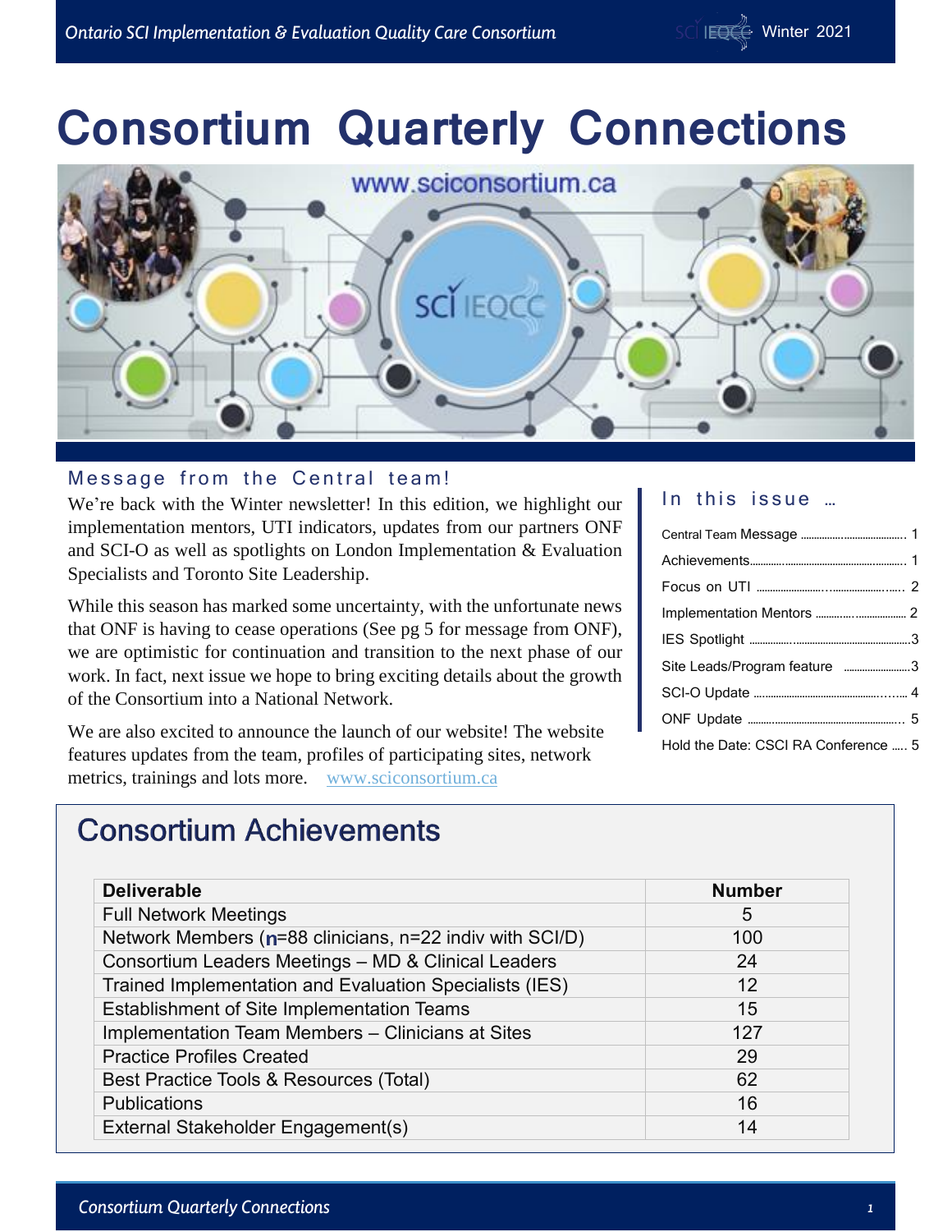# Consortium Quarterly Connections

Winter 2021

www.sciconsortium.ca

## Message from the Central team!

We're back with the Winter newsletter! In this edition, we highlight our implementation mentors, UTI indicators, updates from our partners ONF and SCI-O as well as spotlights on London Implementation & Evaluation Specialists and Toronto Site Leadership.

While this season has marked some uncertainty, with the unfortunate news that ONF is having to cease operations (See pg 5 for message from ONF), we are optimistic for continuation and transition to the next phase of our work. In fact, next issue we hope to bring exciting details about the growth of the Consortium into a National Network.

We are also excited to announce the launch of our website! The website features updates from the team, profiles of participating sites, network metrics, trainings and lots more. www.sciconsortium.ca

## In this issue …

- Central Team Message ........ 1
- Achievements ........ 1
- Focus on UTI ........ 2
- Implementation Mentors ........ 2
- IES Spotlight ........ 3
- Site Leads/Program feature ........ 3
- SCI-O Update ........ 4
- ONF Update ........ 5
- Hold the Date: CSCI RA Conference ..... 5

## Consortium Achievements

| Deliverable | Number |
|---|---|
| Full Network Meetings | 5 |
| Network Members (n=88 clinicians, n=22 indiv with SCI/D) | 100 |
| Consortium Leaders Meetings – MD & Clinical Leaders | 24 |
| Trained Implementation and Evaluation Specialists (IES) | 12 |
| Establishment of Site Implementation Teams | 15 |
| Implementation Team Members – Clinicians at Sites | 127 |
| Practice Profiles Created | 29 |
| Best Practice Tools & Resources (Total) | 62 |
| Publications | 16 |
| External Stakeholder Engagement(s) | 14 |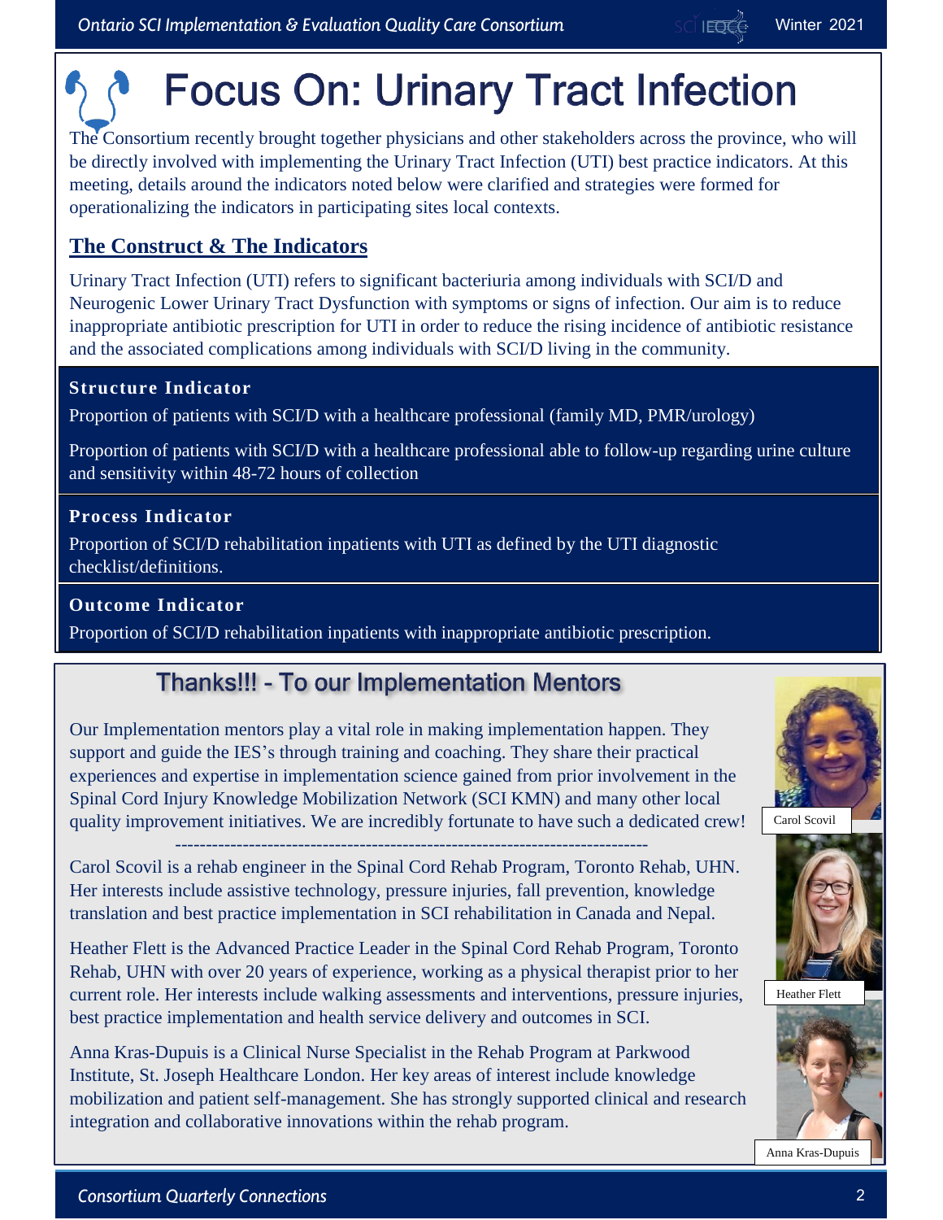# Focus On: Urinary Tract Infection

The Consortium recently brought together physicians and other stakeholders across the province, who will be directly involved with implementing the Urinary Tract Infection (UTI) best practice indicators. At this meeting, details around the indicators noted below were clarified and strategies were formed for operationalizing the indicators in participating sites local contexts.

## The Construct & The Indicators

Urinary Tract Infection (UTI) refers to significant bacteriuria among individuals with SCI/D and Neurogenic Lower Urinary Tract Dysfunction with symptoms or signs of infection. Our aim is to reduce inappropriate antibiotic prescription for UTI in order to reduce the rising incidence of antibiotic resistance and the associated complications among individuals with SCI/D living in the community.

### Structure Indicator

Proportion of patients with SCI/D with a healthcare professional (family MD, PMR/urology)

Proportion of patients with SCI/D with a healthcare professional able to follow-up regarding urine culture and sensitivity within 48-72 hours of collection

### Process Indicator

Proportion of SCI/D rehabilitation inpatients with UTI as defined by the UTI diagnostic checklist/definitions.

### Outcome Indicator

Proportion of SCI/D rehabilitation inpatients with inappropriate antibiotic prescription.

## Thanks!!! - To our Implementation Mentors

Our Implementation mentors play a vital role in making implementation happen. They support and guide the IES's through training and coaching. They share their practical experiences and expertise in implementation science gained from prior involvement in the Spinal Cord Injury Knowledge Mobilization Network (SCI KMN) and many other local quality improvement initiatives. We are incredibly fortunate to have such a dedicated crew!

---

Carol Scovil is a rehab engineer in the Spinal Cord Rehab Program, Toronto Rehab, UHN. Her interests include assistive technology, pressure injuries, fall prevention, knowledge translation and best practice implementation in SCI rehabilitation in Canada and Nepal.

Heather Flett is the Advanced Practice Leader in the Spinal Cord Rehab Program, Toronto Rehab, UHN with over 20 years of experience, working as a physical therapist prior to her current role. Her interests include walking assessments and interventions, pressure injuries, best practice implementation and health service delivery and outcomes in SCI.

Anna Kras-Dupuis is a Clinical Nurse Specialist in the Rehab Program at Parkwood Institute, St. Joseph Healthcare London. Her key areas of interest include knowledge mobilization and patient self-management. She has strongly supported clinical and research integration and collaborative innovations within the rehab program.

Carol Scovil

Heather Flett

Anna Kras-Dupuis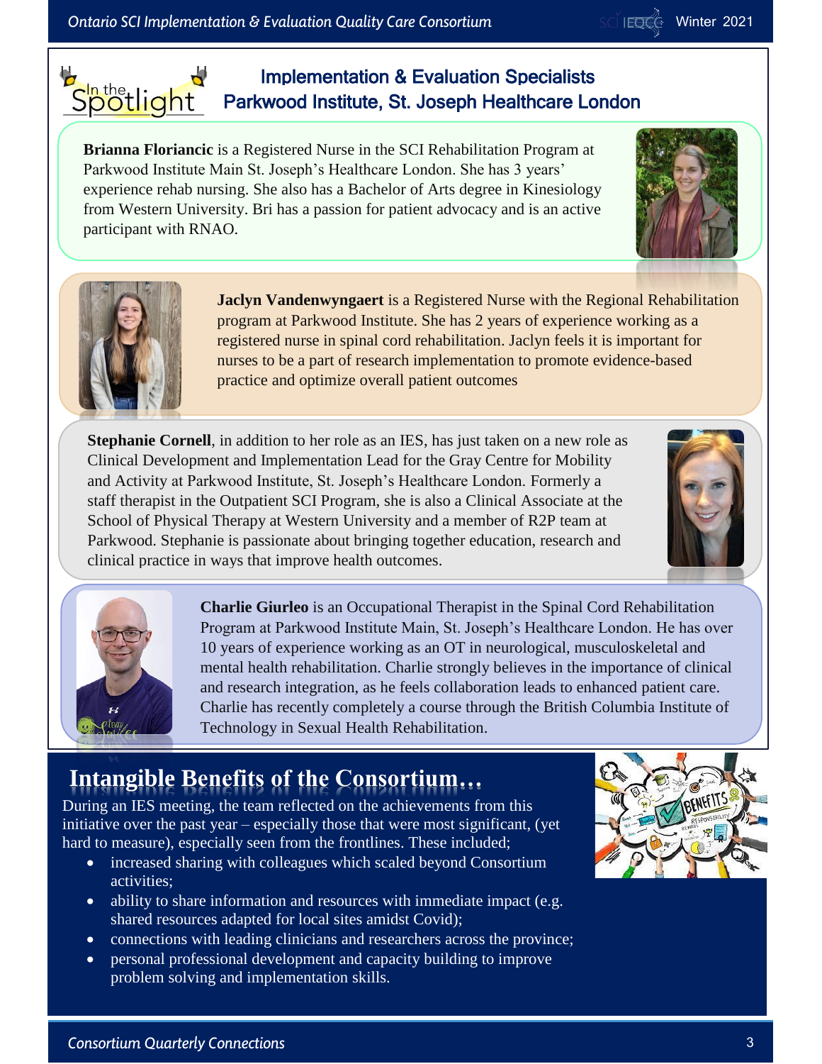## In the Spotlight

## Implementation & Evaluation Specialists
## Parkwood Institute, St. Joseph Healthcare London

**Brianna Floriancic** is a Registered Nurse in the SCI Rehabilitation Program at Parkwood Institute Main St. Joseph's Healthcare London. She has 3 years' experience rehab nursing. She also has a Bachelor of Arts degree in Kinesiology from Western University. Bri has a passion for patient advocacy and is an active participant with RNAO.

**Jaclyn Vandenwyngaert** is a Registered Nurse with the Regional Rehabilitation program at Parkwood Institute. She has 2 years of experience working as a registered nurse in spinal cord rehabilitation. Jaclyn feels it is important for nurses to be a part of research implementation to promote evidence-based practice and optimize overall patient outcomes

**Stephanie Cornell**, in addition to her role as an IES, has just taken on a new role as Clinical Development and Implementation Lead for the Gray Centre for Mobility and Activity at Parkwood Institute, St. Joseph's Healthcare London. Formerly a staff therapist in the Outpatient SCI Program, she is also a Clinical Associate at the School of Physical Therapy at Western University and a member of R2P team at Parkwood. Stephanie is passionate about bringing together education, research and clinical practice in ways that improve health outcomes.

**Charlie Giurleo** is an Occupational Therapist in the Spinal Cord Rehabilitation Program at Parkwood Institute Main, St. Joseph's Healthcare London. He has over 10 years of experience working as an OT in neurological, musculoskeletal and mental health rehabilitation. Charlie strongly believes in the importance of clinical and research integration, as he feels collaboration leads to enhanced patient care. Charlie has recently completely a course through the British Columbia Institute of Technology in Sexual Health Rehabilitation.

## Intangible Benefits of the Consortium…

During an IES meeting, the team reflected on the achievements from this initiative over the past year – especially those that were most significant, (yet hard to measure), especially seen from the frontlines. These included;

- increased sharing with colleagues which scaled beyond Consortium activities;
- ability to share information and resources with immediate impact (e.g. shared resources adapted for local sites amidst Covid);
- connections with leading clinicians and researchers across the province;
- personal professional development and capacity building to improve problem solving and implementation skills.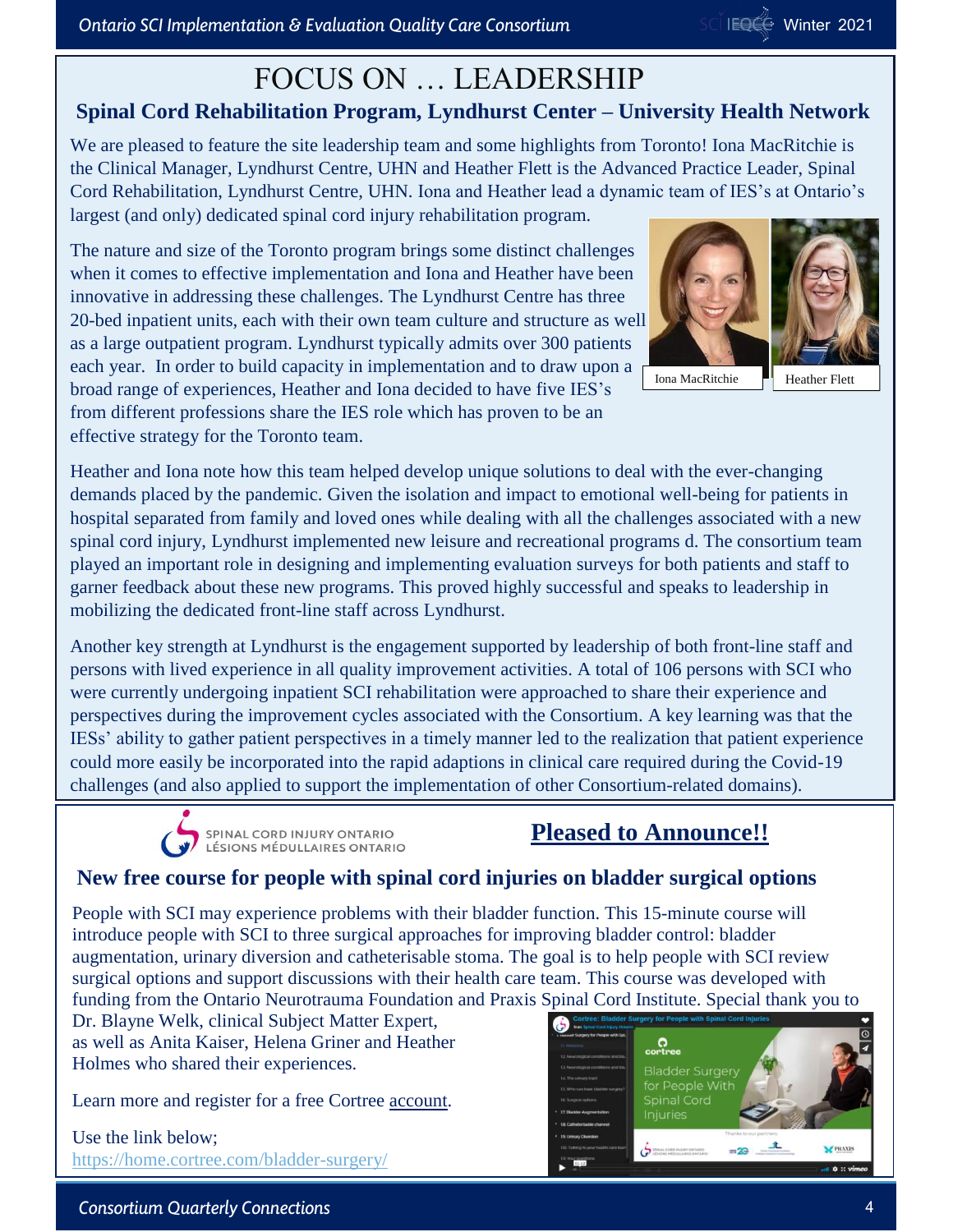# FOCUS ON … LEADERSHIP

## Spinal Cord Rehabilitation Program, Lyndhurst Center – University Health Network

We are pleased to feature the site leadership team and some highlights from Toronto! Iona MacRitchie is the Clinical Manager, Lyndhurst Centre, UHN and Heather Flett is the Advanced Practice Leader, Spinal Cord Rehabilitation, Lyndhurst Centre, UHN. Iona and Heather lead a dynamic team of IES's at Ontario's largest (and only) dedicated spinal cord injury rehabilitation program.

The nature and size of the Toronto program brings some distinct challenges when it comes to effective implementation and Iona and Heather have been innovative in addressing these challenges. The Lyndhurst Centre has three 20-bed inpatient units, each with their own team culture and structure as well as a large outpatient program. Lyndhurst typically admits over 300 patients each year. In order to build capacity in implementation and to draw upon a broad range of experiences, Heather and Iona decided to have five IES's from different professions share the IES role which has proven to be an effective strategy for the Toronto team.

Iona MacRitchie

Heather Flett

Heather and Iona note how this team helped develop unique solutions to deal with the ever-changing demands placed by the pandemic. Given the isolation and impact to emotional well-being for patients in hospital separated from family and loved ones while dealing with all the challenges associated with a new spinal cord injury, Lyndhurst implemented new leisure and recreational programs d. The consortium team played an important role in designing and implementing evaluation surveys for both patients and staff to garner feedback about these new programs. This proved highly successful and speaks to leadership in mobilizing the dedicated front-line staff across Lyndhurst.

Another key strength at Lyndhurst is the engagement supported by leadership of both front-line staff and persons with lived experience in all quality improvement activities. A total of 106 persons with SCI who were currently undergoing inpatient SCI rehabilitation were approached to share their experience and perspectives during the improvement cycles associated with the Consortium. A key learning was that the IESs' ability to gather patient perspectives in a timely manner led to the realization that patient experience could more easily be incorporated into the rapid adaptations in clinical care required during the Covid-19 challenges (and also applied to support the implementation of other Consortium-related domains).

---

SPINAL CORD INJURY ONTARIO
LÉSIONS MÉDULLAIRES ONTARIO

## Pleased to Announce!!

### New free course for people with spinal cord injuries on bladder surgical options

People with SCI may experience problems with their bladder function. This 15-minute course will introduce people with SCI to three surgical approaches for improving bladder control: bladder augmentation, urinary diversion and catheterisable stoma. The goal is to help people with SCI review surgical options and support discussions with their health care team. This course was developed with funding from the Ontario Neurotrauma Foundation and Praxis Spinal Cord Institute. Special thank you to Dr. Blayne Welk, clinical Subject Matter Expert, as well as Anita Kaiser, Helena Griner and Heather Holmes who shared their experiences.

Learn more and register for a free Cortree account.

Use the link below;
https://home.cortree.com/bladder-surgery/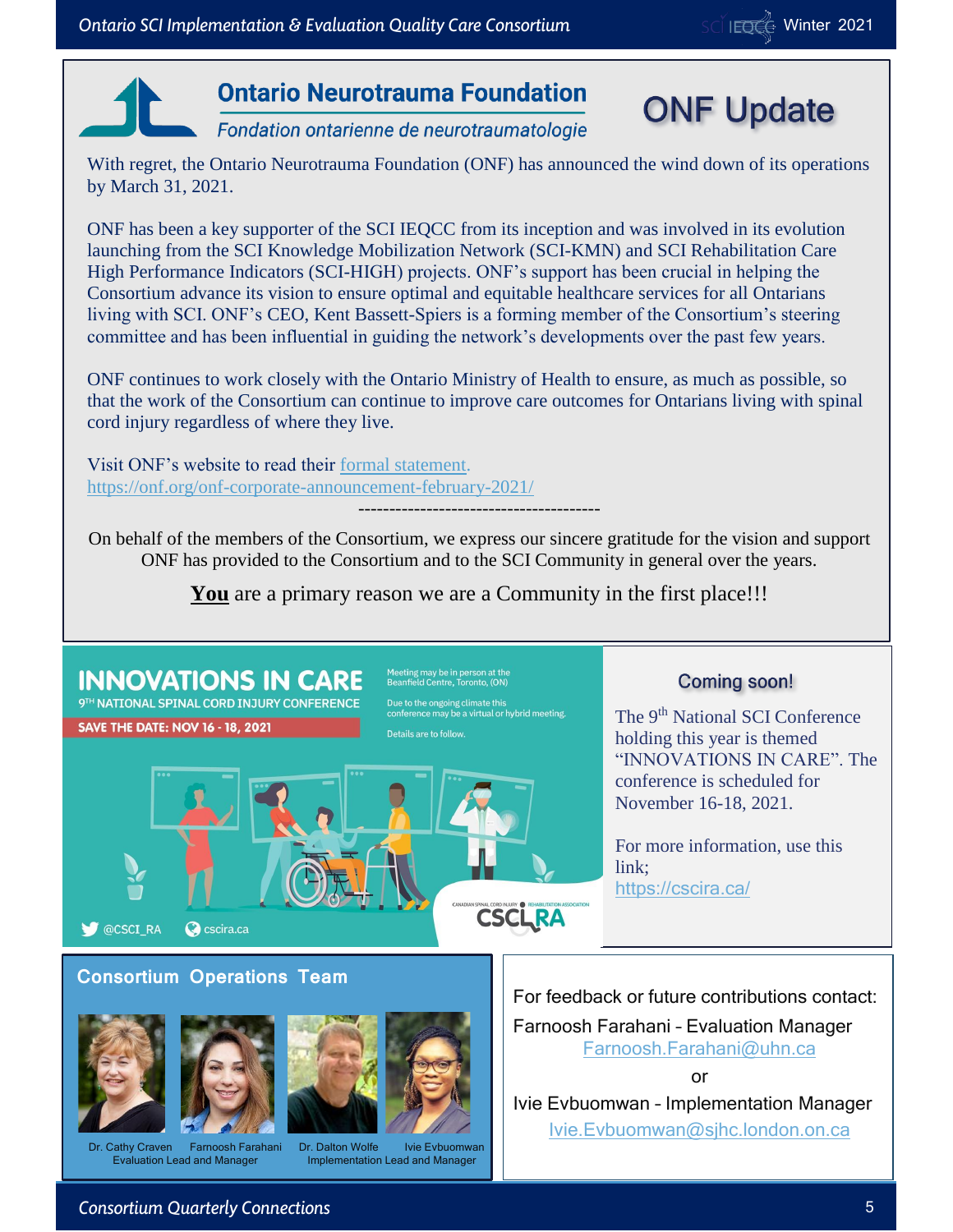# ONF Update

Ontario Neurotrauma Foundation

*Fondation ontarienne de neurotraumatologie*

With regret, the Ontario Neurotrauma Foundation (ONF) has announced the wind down of its operations by March 31, 2021.

ONF has been a key supporter of the SCI IEQCC from its inception and was involved in its evolution launching from the SCI Knowledge Mobilization Network (SCI-KMN) and SCI Rehabilitation Care High Performance Indicators (SCI-HIGH) projects. ONF's support has been crucial in helping the Consortium advance its vision to ensure optimal and equitable healthcare services for all Ontarians living with SCI. ONF's CEO, Kent Bassett-Spiers is a forming member of the Consortium's steering committee and has been influential in guiding the network's developments over the past few years.

ONF continues to work closely with the Ontario Ministry of Health to ensure, as much as possible, so that the work of the Consortium can continue to improve care outcomes for Ontarians living with spinal cord injury regardless of where they live.

Visit ONF's website to read their formal statement.
https://onf.org/onf-corporate-announcement-february-2021/

---

On behalf of the members of the Consortium, we express our sincere gratitude for the vision and support ONF has provided to the Consortium and to the SCI Community in general over the years.

**You** are a primary reason we are a Community in the first place!!!

## INNOVATIONS IN CARE

9TH NATIONAL SPINAL CORD INJURY CONFERENCE

SAVE THE DATE: NOV 16 - 18, 2021

Meeting may be in person at the Beanfield Centre, Toronto, (ON)

Due to the ongoing climate this conference may be a virtual or hybrid meeting.

Details are to follow.

@CSCI_RA cscira.ca

CANADIAN SPINAL CORD INJURY REHABILITATION ASSOCIATION CSCI RA

### Coming soon!

The 9th National SCI Conference holding this year is themed "INNOVATIONS IN CARE". The conference is scheduled for November 16-18, 2021.

For more information, use this link;
https://cscira.ca/

## Consortium Operations Team

Dr. Cathy Craven, Farnoosh Farahani – Evaluation Lead and Manager

Dr. Dalton Wolfe, Ivie Evbuomwan – Implementation Lead and Manager

For feedback or future contributions contact:

Farnoosh Farahani – Evaluation Manager
Farnoosh.Farahani@uhn.ca

or

Ivie Evbuomwan – Implementation Manager
Ivie.Evbuomwan@sjhc.london.on.ca